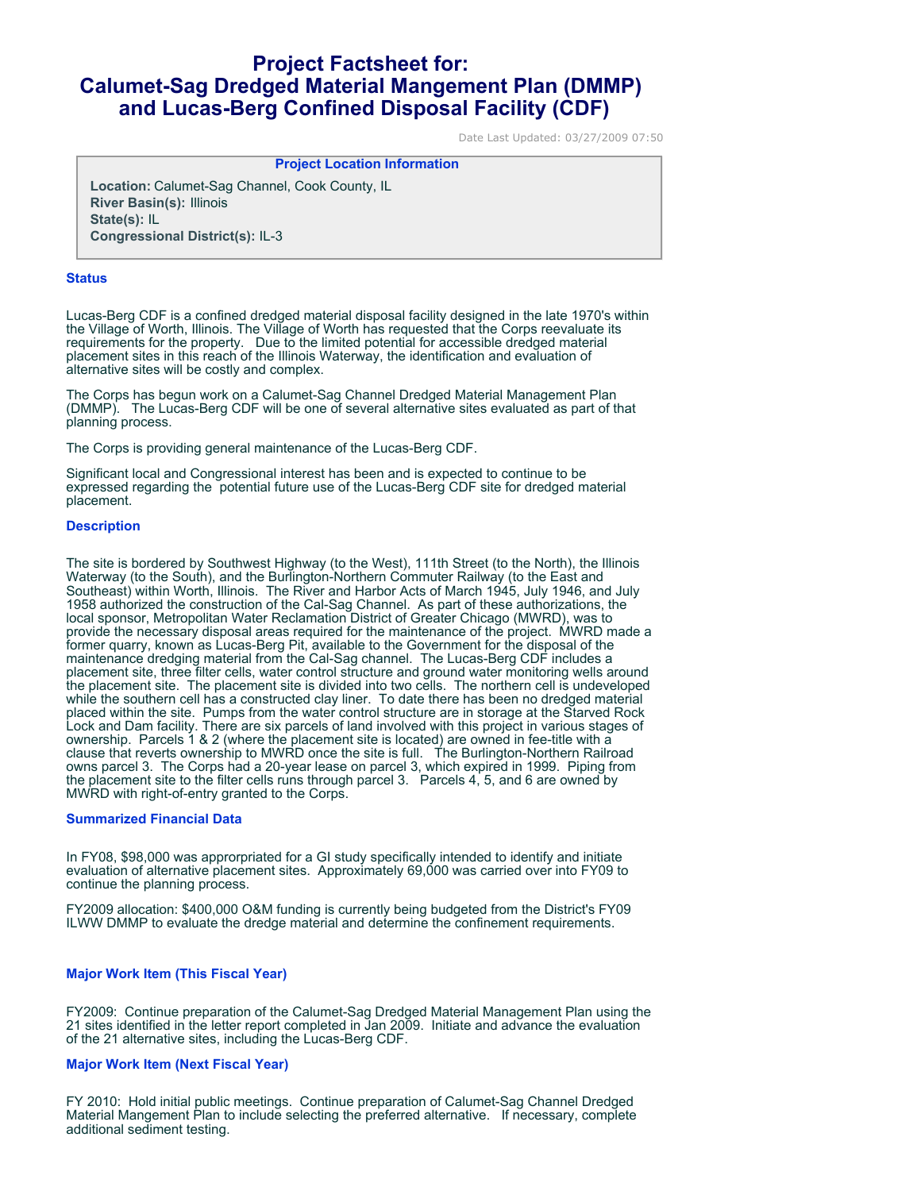# Project Factsheet for: Calumet-Sag Dredged Material Mangement Plan (DMMP) and Lucas-Berg Confined Disposal Facility (CDF)

Date Last Updated: 03/27/2009 07:50

**Project Location Information**

**Location:** Calumet-Sag Channel, Cook County, IL
**River Basin(s):** Illinois
**State(s):** IL
**Congressional District(s):** IL-3

## Status

Lucas-Berg CDF is a confined dredged material disposal facility designed in the late 1970's within the Village of Worth, Illinois. The Village of Worth has requested that the Corps reevaluate its requirements for the property. Due to the limited potential for accessible dredged material placement sites in this reach of the Illinois Waterway, the identification and evaluation of alternative sites will be costly and complex.

The Corps has begun work on a Calumet-Sag Channel Dredged Material Management Plan (DMMP). The Lucas-Berg CDF will be one of several alternative sites evaluated as part of that planning process.

The Corps is providing general maintenance of the Lucas-Berg CDF.

Significant local and Congressional interest has been and is expected to continue to be expressed regarding the potential future use of the Lucas-Berg CDF site for dredged material placement.

## Description

The site is bordered by Southwest Highway (to the West), 111th Street (to the North), the Illinois Waterway (to the South), and the Burlington-Northern Commuter Railway (to the East and Southeast) within Worth, Illinois. The River and Harbor Acts of March 1945, July 1946, and July 1958 authorized the construction of the Cal-Sag Channel. As part of these authorizations, the local sponsor, Metropolitan Water Reclamation District of Greater Chicago (MWRD), was to provide the necessary disposal areas required for the maintenance of the project. MWRD made a former quarry, known as Lucas-Berg Pit, available to the Government for the disposal of the maintenance dredging material from the Cal-Sag channel. The Lucas-Berg CDF includes a placement site, three filter cells, water control structure and ground water monitoring wells around the placement site. The placement site is divided into two cells. The northern cell is undeveloped while the southern cell has a constructed clay liner. To date there has been no dredged material placed within the site. Pumps from the water control structure are in storage at the Starved Rock Lock and Dam facility. There are six parcels of land involved with this project in various stages of ownership. Parcels 1 & 2 (where the placement site is located) are owned in fee-title with a clause that reverts ownership to MWRD once the site is full. The Burlington-Northern Railroad owns parcel 3. The Corps had a 20-year lease on parcel 3, which expired in 1999. Piping from the placement site to the filter cells runs through parcel 3. Parcels 4, 5, and 6 are owned by MWRD with right-of-entry granted to the Corps.

## Summarized Financial Data

In FY08, $98,000 was approrpriated for a GI study specifically intended to identify and initiate evaluation of alternative placement sites. Approximately 69,000 was carried over into FY09 to continue the planning process.

FY2009 allocation: $400,000 O&M funding is currently being budgeted from the District's FY09 ILWW DMMP to evaluate the dredge material and determine the confinement requirements.

## Major Work Item (This Fiscal Year)

FY2009: Continue preparation of the Calumet-Sag Dredged Material Management Plan using the 21 sites identified in the letter report completed in Jan 2009. Initiate and advance the evaluation of the 21 alternative sites, including the Lucas-Berg CDF.

## Major Work Item (Next Fiscal Year)

FY 2010: Hold initial public meetings. Continue preparation of Calumet-Sag Channel Dredged Material Mangement Plan to include selecting the preferred alternative. If necessary, complete additional sediment testing.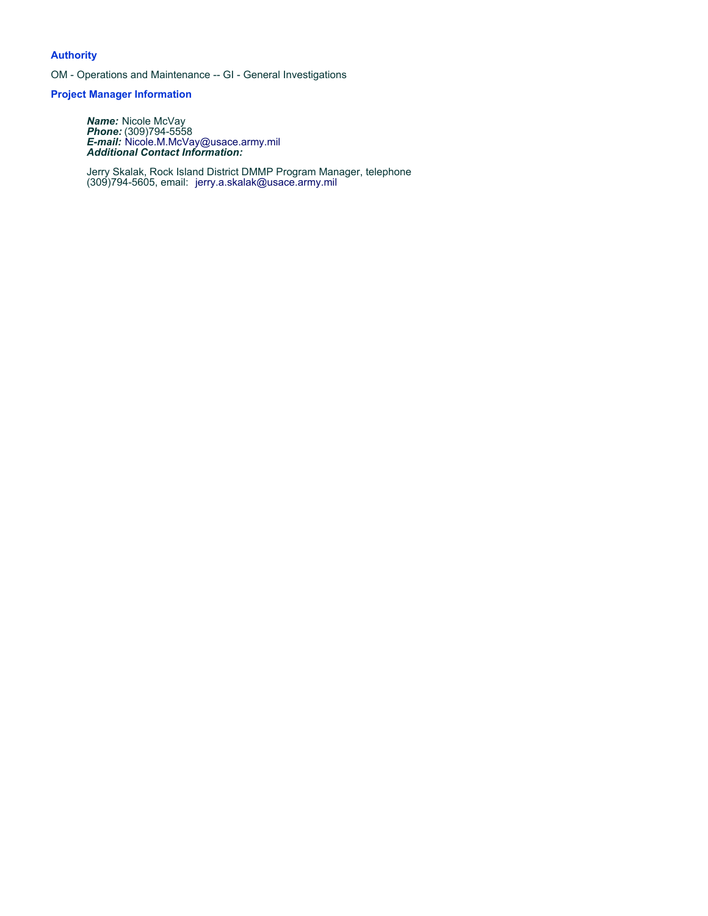### Authority

OM - Operations and Maintenance -- GI - General Investigations

### Project Manager Information

***Name:*** Nicole McVay
***Phone:*** (309)794-5558
***E-mail:*** Nicole.M.McVay@usace.army.mil
***Additional Contact Information:***

Jerry Skalak, Rock Island District DMMP Program Manager, telephone (309)794-5605, email: jerry.a.skalak@usace.army.mil